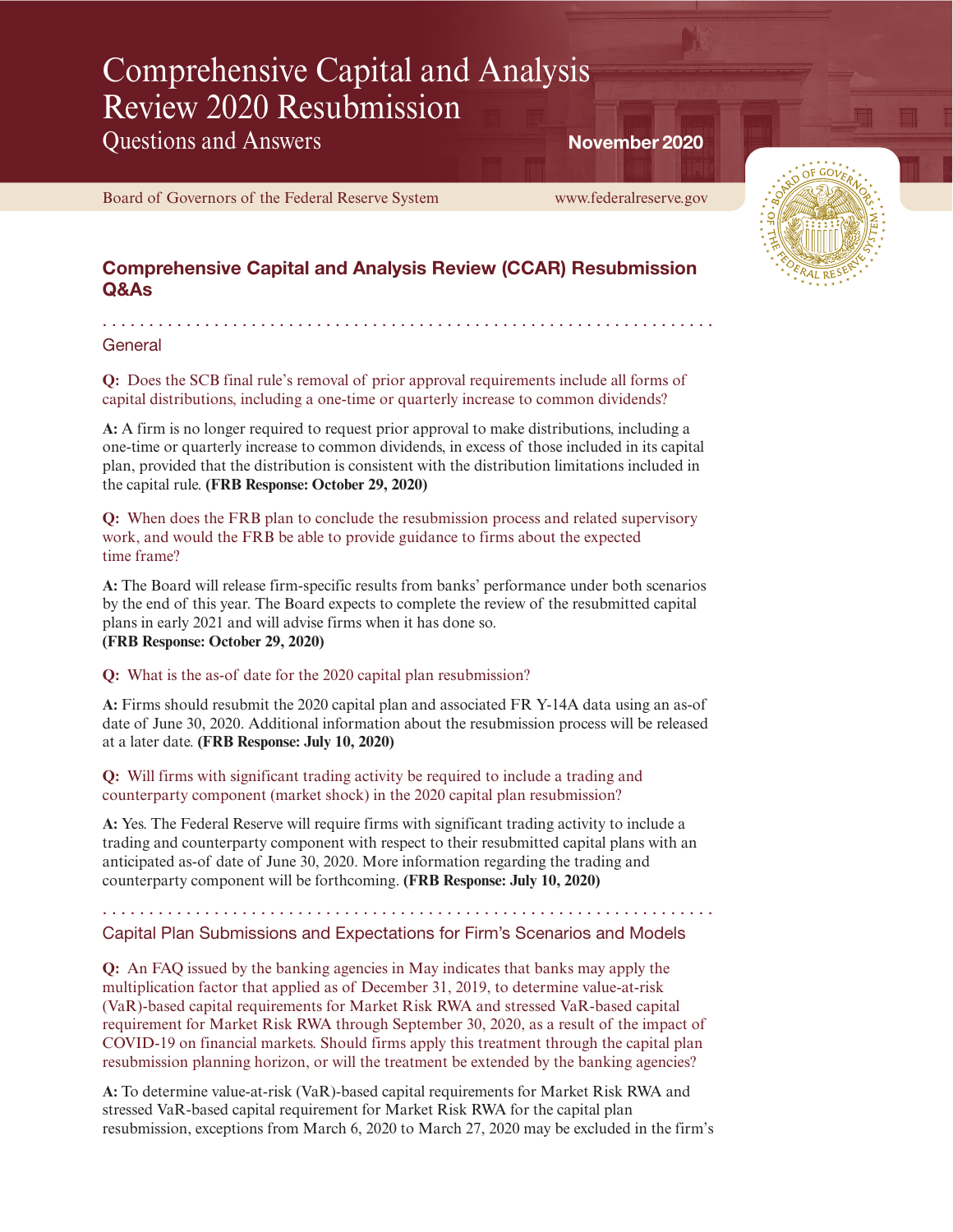# Comprehensive Capital and Analysis Review 2020 Resubmission

Questions and Answers

November 2020

Board of Governors of the Federal Reserve System

www.federalreserve.gov

## Comprehensive Capital and Analysis Review (CCAR) Resubmission Q&As

### General

**Q:** Does the SCB final rule's removal of prior approval requirements include all forms of capital distributions, including a one-time or quarterly increase to common dividends?

**A:** A firm is no longer required to request prior approval to make distributions, including a one-time or quarterly increase to common dividends, in excess of those included in its capital plan, provided that the distribution is consistent with the distribution limitations included in the capital rule. **(FRB Response: October 29, 2020)**

**Q:** When does the FRB plan to conclude the resubmission process and related supervisory work, and would the FRB be able to provide guidance to firms about the expected time frame?

**A:** The Board will release firm-specific results from banks' performance under both scenarios by the end of this year. The Board expects to complete the review of the resubmitted capital plans in early 2021 and will advise firms when it has done so.
**(FRB Response: October 29, 2020)**

**Q:** What is the as-of date for the 2020 capital plan resubmission?

**A:** Firms should resubmit the 2020 capital plan and associated FR Y-14A data using an as-of date of June 30, 2020. Additional information about the resubmission process will be released at a later date. **(FRB Response: July 10, 2020)**

**Q:** Will firms with significant trading activity be required to include a trading and counterparty component (market shock) in the 2020 capital plan resubmission?

**A:** Yes. The Federal Reserve will require firms with significant trading activity to include a trading and counterparty component with respect to their resubmitted capital plans with an anticipated as-of date of June 30, 2020. More information regarding the trading and counterparty component will be forthcoming. **(FRB Response: July 10, 2020)**

### Capital Plan Submissions and Expectations for Firm's Scenarios and Models

**Q:** An FAQ issued by the banking agencies in May indicates that banks may apply the multiplication factor that applied as of December 31, 2019, to determine value-at-risk (VaR)-based capital requirements for Market Risk RWA and stressed VaR-based capital requirement for Market Risk RWA through September 30, 2020, as a result of the impact of COVID-19 on financial markets. Should firms apply this treatment through the capital plan resubmission planning horizon, or will the treatment be extended by the banking agencies?

**A:** To determine value-at-risk (VaR)-based capital requirements for Market Risk RWA and stressed VaR-based capital requirement for Market Risk RWA for the capital plan resubmission, exceptions from March 6, 2020 to March 27, 2020 may be excluded in the firm's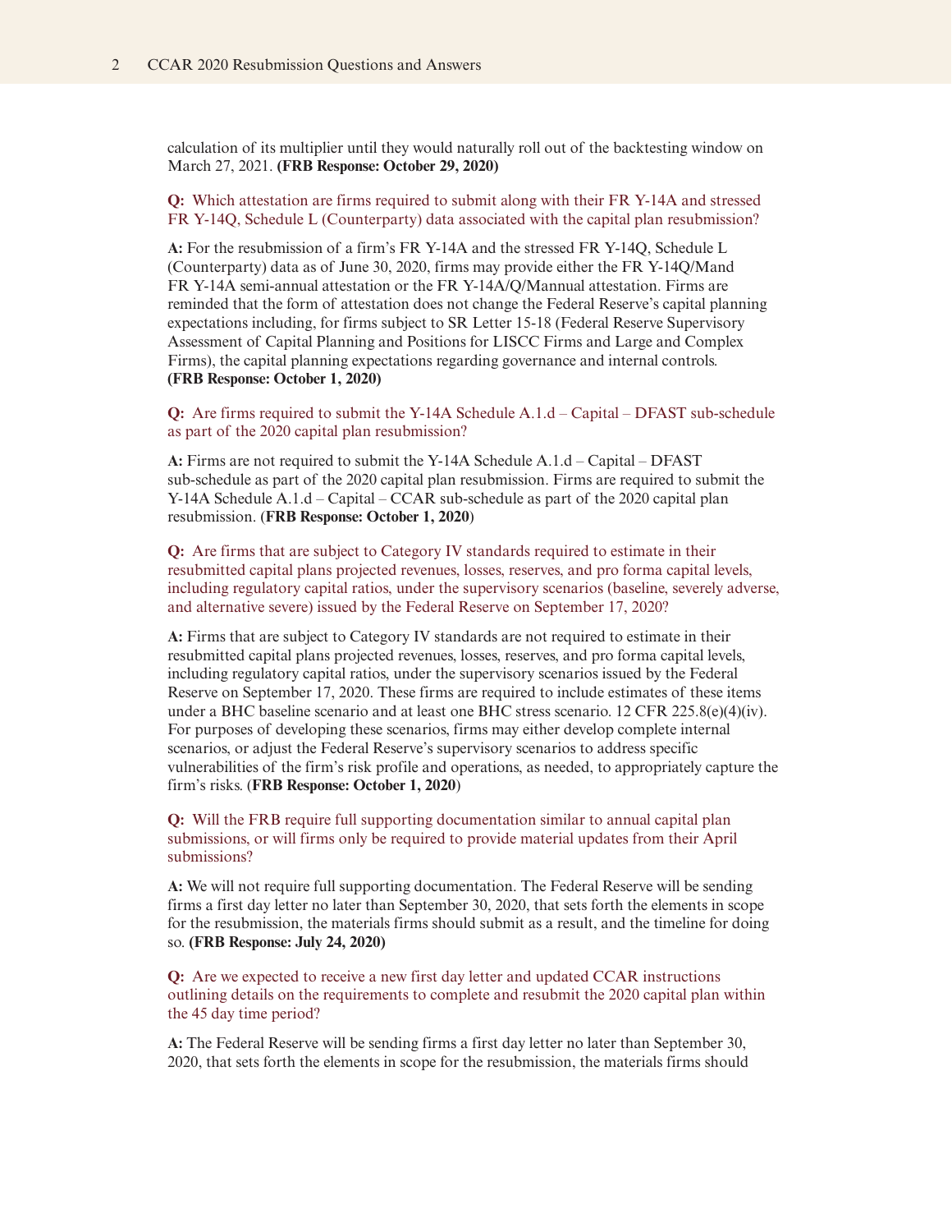calculation of its multiplier until they would naturally roll out of the backtesting window on March 27, 2021. **(FRB Response: October 29, 2020)**

**Q:** Which attestation are firms required to submit along with their FR Y-14A and stressed FR Y-14Q, Schedule L (Counterparty) data associated with the capital plan resubmission?

**A:** For the resubmission of a firm's FR Y-14A and the stressed FR Y-14Q, Schedule L (Counterparty) data as of June 30, 2020, firms may provide either the FR Y-14Q/Mand FR Y-14A semi-annual attestation or the FR Y-14A/Q/Mannual attestation. Firms are reminded that the form of attestation does not change the Federal Reserve's capital planning expectations including, for firms subject to SR Letter 15-18 (Federal Reserve Supervisory Assessment of Capital Planning and Positions for LISCC Firms and Large and Complex Firms), the capital planning expectations regarding governance and internal controls. **(FRB Response: October 1, 2020)**

**Q:** Are firms required to submit the Y-14A Schedule A.1.d – Capital – DFAST sub-schedule as part of the 2020 capital plan resubmission?

**A:** Firms are not required to submit the Y-14A Schedule A.1.d – Capital – DFAST sub-schedule as part of the 2020 capital plan resubmission. Firms are required to submit the Y-14A Schedule A.1.d – Capital – CCAR sub-schedule as part of the 2020 capital plan resubmission. (**FRB Response: October 1, 2020**)

**Q:** Are firms that are subject to Category IV standards required to estimate in their resubmitted capital plans projected revenues, losses, reserves, and pro forma capital levels, including regulatory capital ratios, under the supervisory scenarios (baseline, severely adverse, and alternative severe) issued by the Federal Reserve on September 17, 2020?

**A:** Firms that are subject to Category IV standards are not required to estimate in their resubmitted capital plans projected revenues, losses, reserves, and pro forma capital levels, including regulatory capital ratios, under the supervisory scenarios issued by the Federal Reserve on September 17, 2020. These firms are required to include estimates of these items under a BHC baseline scenario and at least one BHC stress scenario. 12 CFR 225.8(e)(4)(iv). For purposes of developing these scenarios, firms may either develop complete internal scenarios, or adjust the Federal Reserve's supervisory scenarios to address specific vulnerabilities of the firm's risk profile and operations, as needed, to appropriately capture the firm's risks. (**FRB Response: October 1, 2020**)

**Q:** Will the FRB require full supporting documentation similar to annual capital plan submissions, or will firms only be required to provide material updates from their April submissions?

**A:** We will not require full supporting documentation. The Federal Reserve will be sending firms a first day letter no later than September 30, 2020, that sets forth the elements in scope for the resubmission, the materials firms should submit as a result, and the timeline for doing so. **(FRB Response: July 24, 2020)**

**Q:** Are we expected to receive a new first day letter and updated CCAR instructions outlining details on the requirements to complete and resubmit the 2020 capital plan within the 45 day time period?

**A:** The Federal Reserve will be sending firms a first day letter no later than September 30, 2020, that sets forth the elements in scope for the resubmission, the materials firms should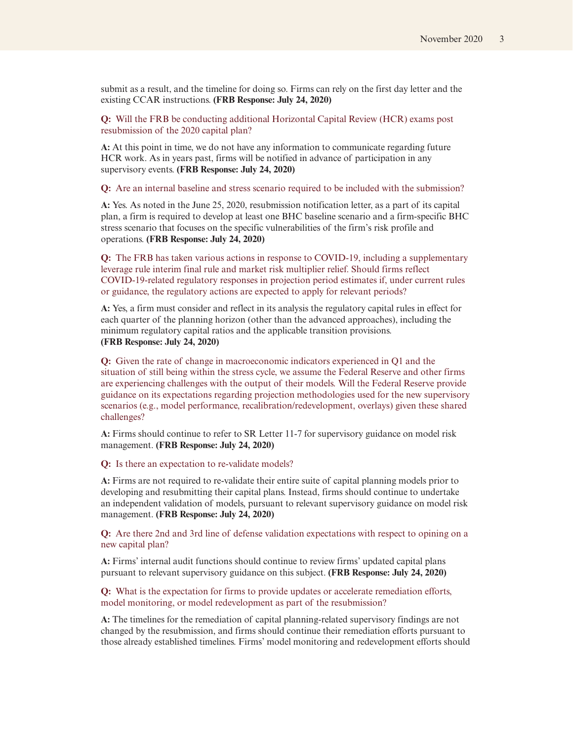submit as a result, and the timeline for doing so. Firms can rely on the first day letter and the existing CCAR instructions. **(FRB Response: July 24, 2020)**

**Q:** Will the FRB be conducting additional Horizontal Capital Review (HCR) exams post resubmission of the 2020 capital plan?

**A:** At this point in time, we do not have any information to communicate regarding future HCR work. As in years past, firms will be notified in advance of participation in any supervisory events. **(FRB Response: July 24, 2020)**

**Q:** Are an internal baseline and stress scenario required to be included with the submission?

**A:** Yes. As noted in the June 25, 2020, resubmission notification letter, as a part of its capital plan, a firm is required to develop at least one BHC baseline scenario and a firm-specific BHC stress scenario that focuses on the specific vulnerabilities of the firm's risk profile and operations. **(FRB Response: July 24, 2020)**

**Q:** The FRB has taken various actions in response to COVID-19, including a supplementary leverage rule interim final rule and market risk multiplier relief. Should firms reflect COVID-19-related regulatory responses in projection period estimates if, under current rules or guidance, the regulatory actions are expected to apply for relevant periods?

**A:** Yes, a firm must consider and reflect in its analysis the regulatory capital rules in effect for each quarter of the planning horizon (other than the advanced approaches), including the minimum regulatory capital ratios and the applicable transition provisions. **(FRB Response: July 24, 2020)**

**Q:** Given the rate of change in macroeconomic indicators experienced in Q1 and the situation of still being within the stress cycle, we assume the Federal Reserve and other firms are experiencing challenges with the output of their models. Will the Federal Reserve provide guidance on its expectations regarding projection methodologies used for the new supervisory scenarios (e.g., model performance, recalibration/redevelopment, overlays) given these shared challenges?

**A:** Firms should continue to refer to SR Letter 11-7 for supervisory guidance on model risk management. **(FRB Response: July 24, 2020)**

**Q:** Is there an expectation to re-validate models?

**A:** Firms are not required to re-validate their entire suite of capital planning models prior to developing and resubmitting their capital plans. Instead, firms should continue to undertake an independent validation of models, pursuant to relevant supervisory guidance on model risk management. **(FRB Response: July 24, 2020)**

**Q:** Are there 2nd and 3rd line of defense validation expectations with respect to opining on a new capital plan?

**A:** Firms' internal audit functions should continue to review firms' updated capital plans pursuant to relevant supervisory guidance on this subject. **(FRB Response: July 24, 2020)**

**Q:** What is the expectation for firms to provide updates or accelerate remediation efforts, model monitoring, or model redevelopment as part of the resubmission?

**A:** The timelines for the remediation of capital planning-related supervisory findings are not changed by the resubmission, and firms should continue their remediation efforts pursuant to those already established timelines. Firms' model monitoring and redevelopment efforts should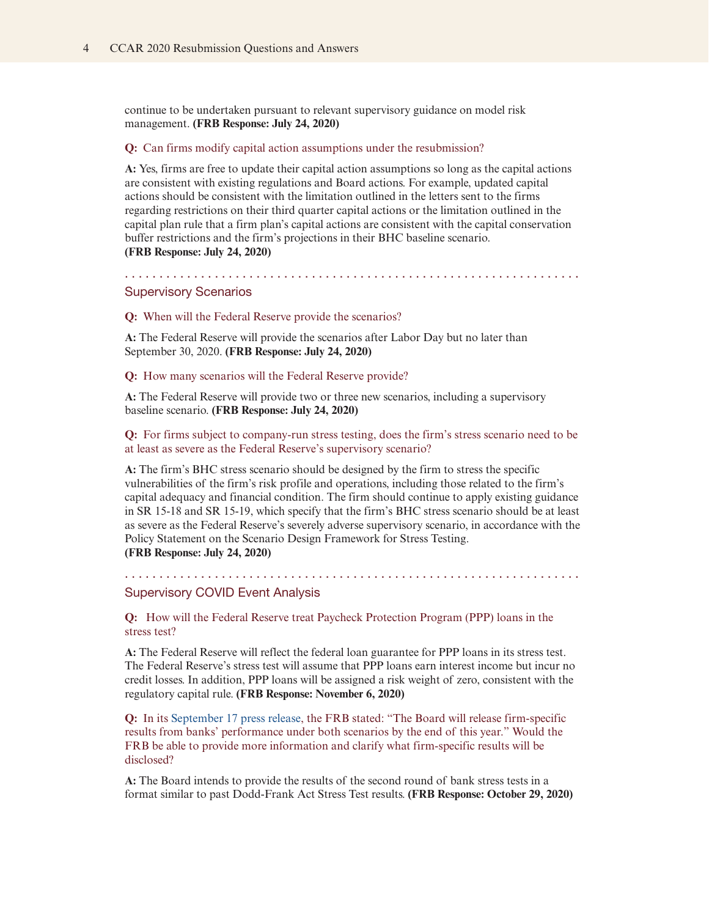continue to be undertaken pursuant to relevant supervisory guidance on model risk management. **(FRB Response: July 24, 2020)**

**Q:** Can firms modify capital action assumptions under the resubmission?

**A:** Yes, firms are free to update their capital action assumptions so long as the capital actions are consistent with existing regulations and Board actions. For example, updated capital actions should be consistent with the limitation outlined in the letters sent to the firms regarding restrictions on their third quarter capital actions or the limitation outlined in the capital plan rule that a firm plan's capital actions are consistent with the capital conservation buffer restrictions and the firm's projections in their BHC baseline scenario. **(FRB Response: July 24, 2020)**

## Supervisory Scenarios

**Q:** When will the Federal Reserve provide the scenarios?

**A:** The Federal Reserve will provide the scenarios after Labor Day but no later than September 30, 2020. **(FRB Response: July 24, 2020)**

**Q:** How many scenarios will the Federal Reserve provide?

**A:** The Federal Reserve will provide two or three new scenarios, including a supervisory baseline scenario. **(FRB Response: July 24, 2020)**

**Q:** For firms subject to company-run stress testing, does the firm's stress scenario need to be at least as severe as the Federal Reserve's supervisory scenario?

**A:** The firm's BHC stress scenario should be designed by the firm to stress the specific vulnerabilities of the firm's risk profile and operations, including those related to the firm's capital adequacy and financial condition. The firm should continue to apply existing guidance in SR 15-18 and SR 15-19, which specify that the firm's BHC stress scenario should be at least as severe as the Federal Reserve's severely adverse supervisory scenario, in accordance with the Policy Statement on the Scenario Design Framework for Stress Testing. **(FRB Response: July 24, 2020)**

## Supervisory COVID Event Analysis

**Q:** How will the Federal Reserve treat Paycheck Protection Program (PPP) loans in the stress test?

**A:** The Federal Reserve will reflect the federal loan guarantee for PPP loans in its stress test. The Federal Reserve's stress test will assume that PPP loans earn interest income but incur no credit losses. In addition, PPP loans will be assigned a risk weight of zero, consistent with the regulatory capital rule. **(FRB Response: November 6, 2020)**

**Q:** In its September 17 press release, the FRB stated: "The Board will release firm-specific results from banks' performance under both scenarios by the end of this year." Would the FRB be able to provide more information and clarify what firm-specific results will be disclosed?

**A:** The Board intends to provide the results of the second round of bank stress tests in a format similar to past Dodd-Frank Act Stress Test results. **(FRB Response: October 29, 2020)**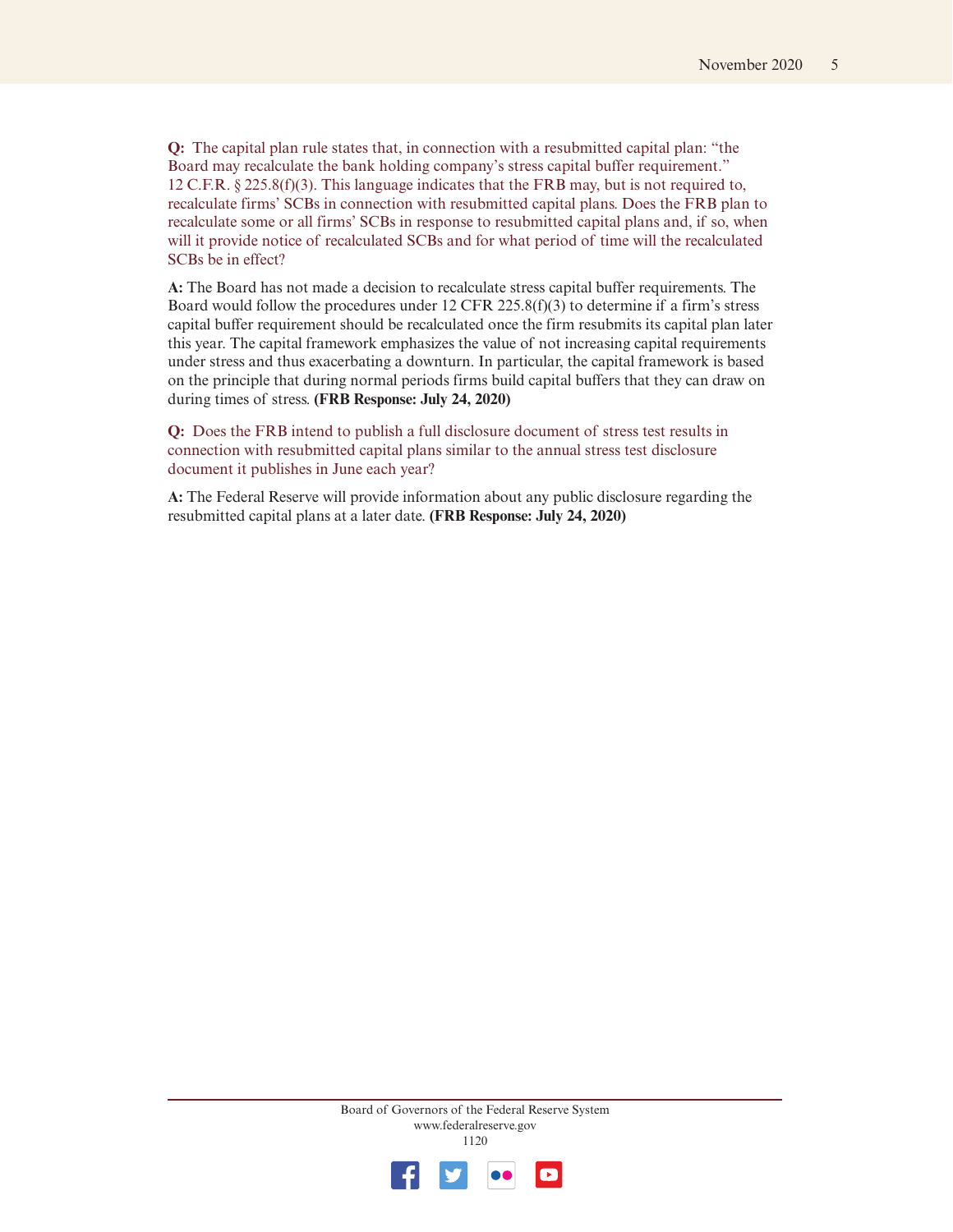**Q:** The capital plan rule states that, in connection with a resubmitted capital plan: "the Board may recalculate the bank holding company's stress capital buffer requirement." 12 C.F.R. § 225.8(f)(3). This language indicates that the FRB may, but is not required to, recalculate firms' SCBs in connection with resubmitted capital plans. Does the FRB plan to recalculate some or all firms' SCBs in response to resubmitted capital plans and, if so, when will it provide notice of recalculated SCBs and for what period of time will the recalculated SCBs be in effect?

**A:** The Board has not made a decision to recalculate stress capital buffer requirements. The Board would follow the procedures under 12 CFR 225.8(f)(3) to determine if a firm's stress capital buffer requirement should be recalculated once the firm resubmits its capital plan later this year. The capital framework emphasizes the value of not increasing capital requirements under stress and thus exacerbating a downturn. In particular, the capital framework is based on the principle that during normal periods firms build capital buffers that they can draw on during times of stress. **(FRB Response: July 24, 2020)**

**Q:** Does the FRB intend to publish a full disclosure document of stress test results in connection with resubmitted capital plans similar to the annual stress test disclosure document it publishes in June each year?

**A:** The Federal Reserve will provide information about any public disclosure regarding the resubmitted capital plans at a later date. **(FRB Response: July 24, 2020)**

Board of Governors of the Federal Reserve System
www.federalreserve.gov
1120